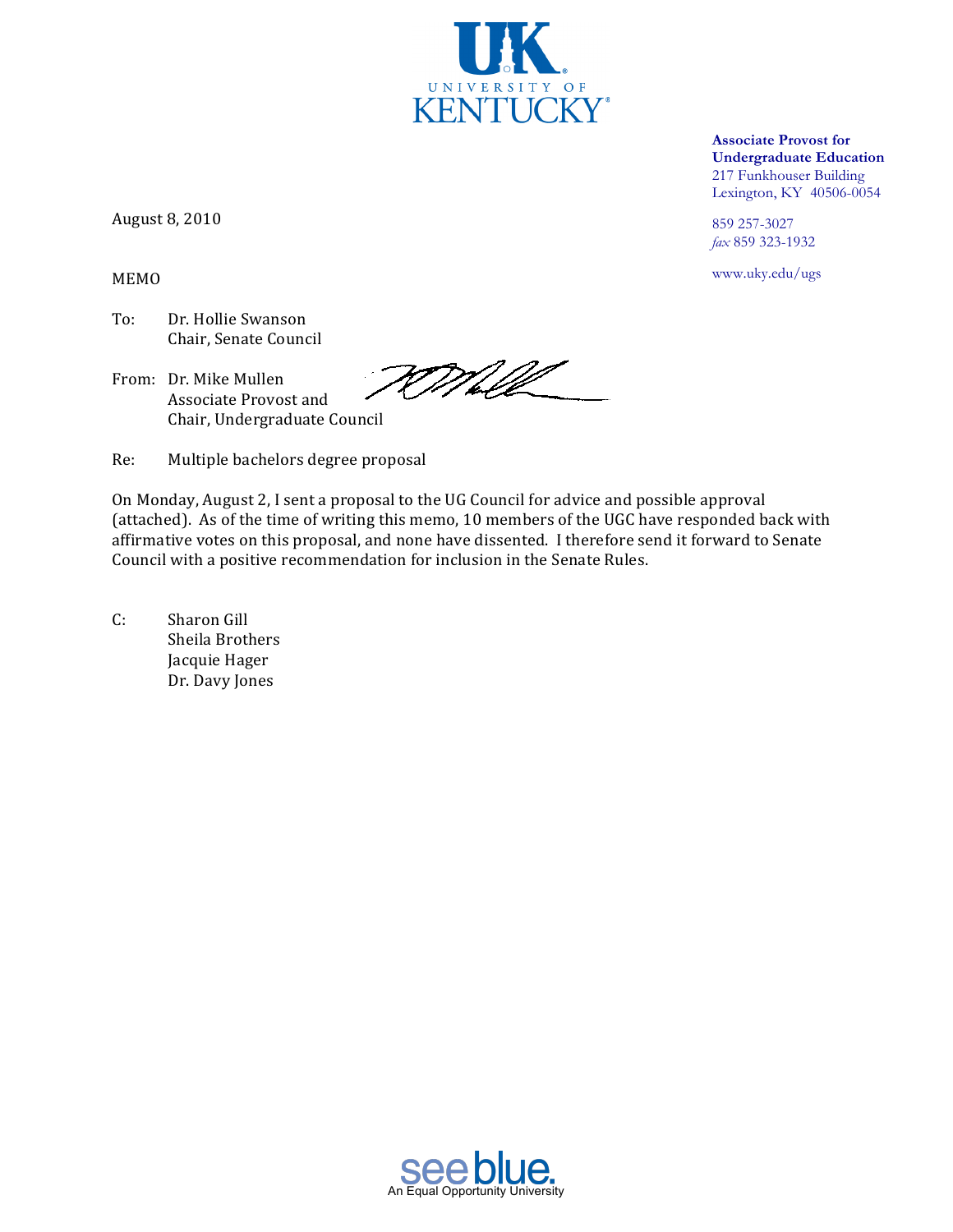UNIVERSITY OF KENTUCKY

**Associate Provost for Undergraduate Education**
217 Funkhouser Building
Lexington, KY 40506-0054

859 257-3027
*fax* 859 323-1932

www.uky.edu/ugs

August 8, 2010

MEMO

To: Dr. Hollie Swanson
Chair, Senate Council

From: Dr. Mike Mullen
Associate Provost and
Chair, Undergraduate Council

Re: Multiple bachelors degree proposal

On Monday, August 2, I sent a proposal to the UG Council for advice and possible approval (attached). As of the time of writing this memo, 10 members of the UGC have responded back with affirmative votes on this proposal, and none have dissented. I therefore send it forward to Senate Council with a positive recommendation for inclusion in the Senate Rules.

C: Sharon Gill
Sheila Brothers
Jacquie Hager
Dr. Davy Jones

see blue.
An Equal Opportunity University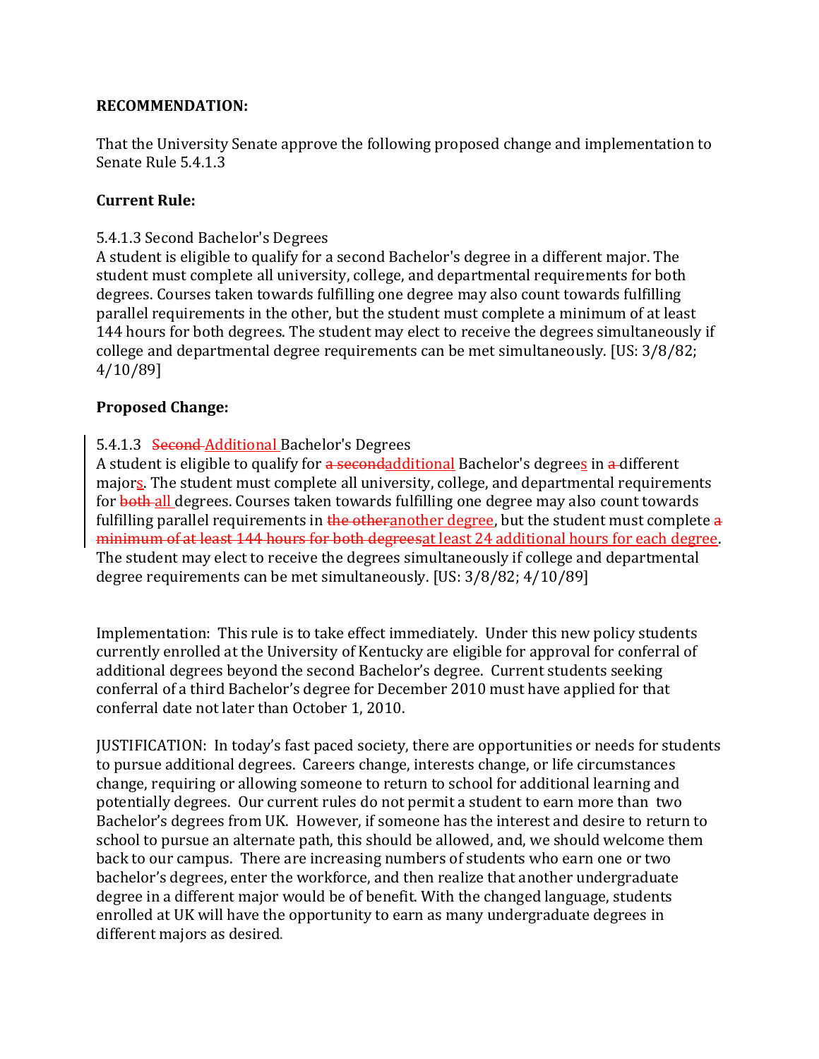**RECOMMENDATION:**

That the University Senate approve the following proposed change and implementation to Senate Rule 5.4.1.3

**Current Rule:**

5.4.1.3 Second Bachelor's Degrees
A student is eligible to qualify for a second Bachelor's degree in a different major. The student must complete all university, college, and departmental requirements for both degrees. Courses taken towards fulfilling one degree may also count towards fulfilling parallel requirements in the other, but the student must complete a minimum of at least 144 hours for both degrees. The student may elect to receive the degrees simultaneously if college and departmental degree requirements can be met simultaneously. [US: 3/8/82; 4/10/89]

**Proposed Change:**

5.4.1.3 ~~Second~~ <ins>Additional</ins> Bachelor's Degrees
A student is eligible to qualify for ~~a second~~<ins>additional</ins> Bachelor's degree<ins>s</ins> in ~~a~~ different major<ins>s</ins>. The student must complete all university, college, and departmental requirements for ~~both~~ <ins>all</ins> degrees. Courses taken towards fulfilling one degree may also count towards fulfilling parallel requirements in ~~the other~~<ins>another degree</ins>, but the student must complete ~~a minimum of at least 144 hours for both degrees~~<ins>at least 24 additional hours for each degree</ins>. The student may elect to receive the degrees simultaneously if college and departmental degree requirements can be met simultaneously. [US: 3/8/82; 4/10/89]

Implementation: This rule is to take effect immediately. Under this new policy students currently enrolled at the University of Kentucky are eligible for approval for conferral of additional degrees beyond the second Bachelor's degree. Current students seeking conferral of a third Bachelor's degree for December 2010 must have applied for that conferral date not later than October 1, 2010.

JUSTIFICATION: In today's fast paced society, there are opportunities or needs for students to pursue additional degrees. Careers change, interests change, or life circumstances change, requiring or allowing someone to return to school for additional learning and potentially degrees. Our current rules do not permit a student to earn more than two Bachelor's degrees from UK. However, if someone has the interest and desire to return to school to pursue an alternate path, this should be allowed, and, we should welcome them back to our campus. There are increasing numbers of students who earn one or two bachelor's degrees, enter the workforce, and then realize that another undergraduate degree in a different major would be of benefit. With the changed language, students enrolled at UK will have the opportunity to earn as many undergraduate degrees in different majors as desired.